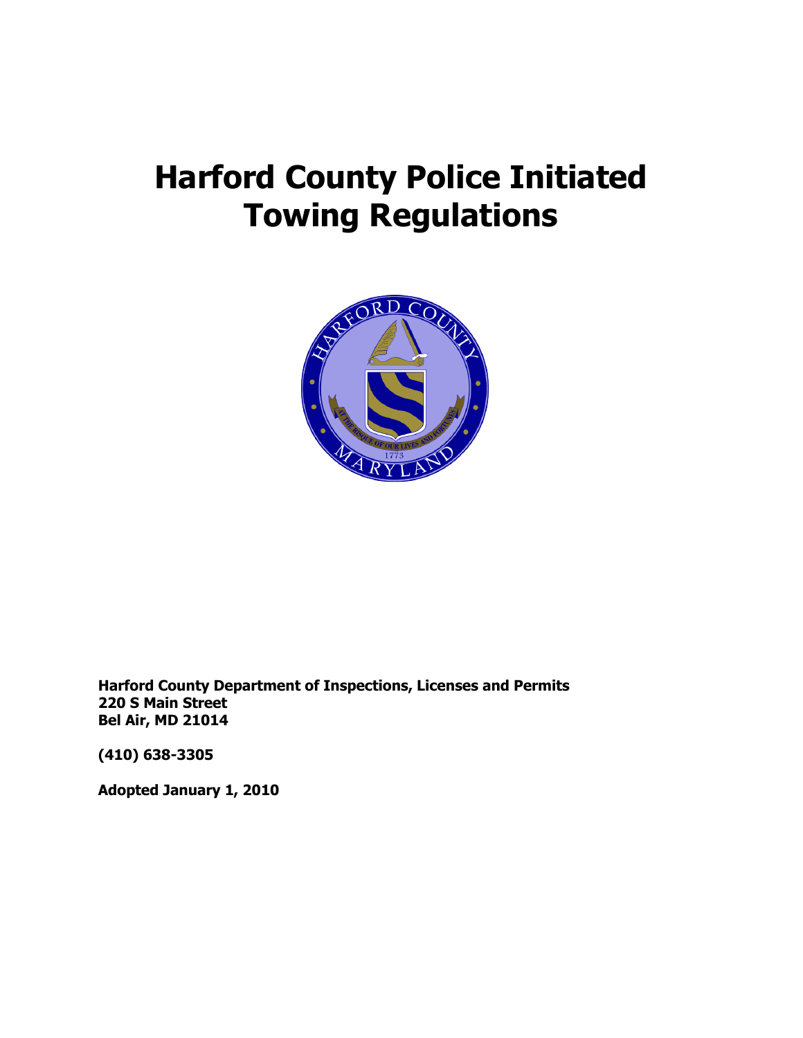# Harford County Police Initiated Towing Regulations

**Harford County Department of Inspections, Licenses and Permits**
**220 S Main Street**
**Bel Air, MD 21014**

**(410) 638-3305**

**Adopted January 1, 2010**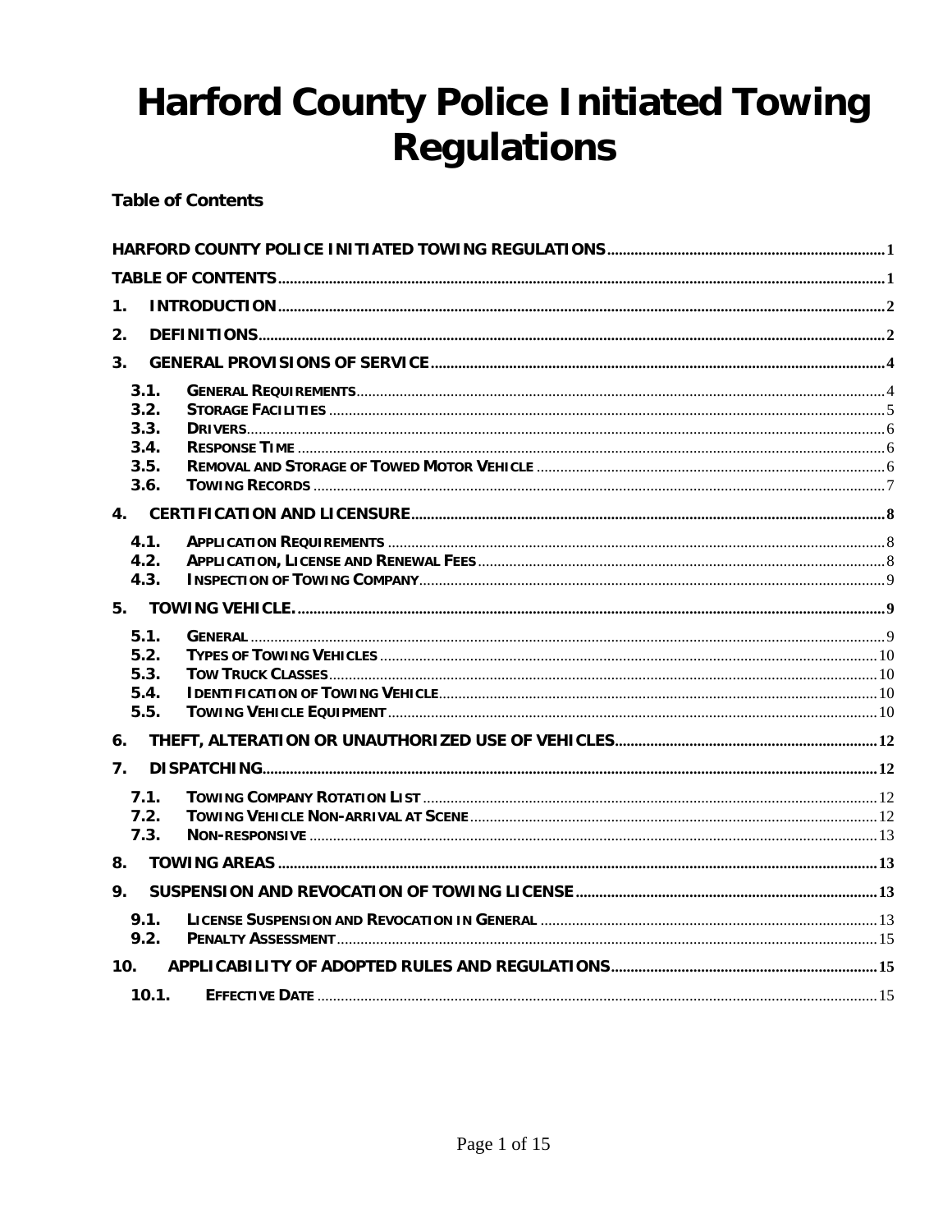# Harford County Police Initiated Towing Regulations

**Table of Contents**

HARFORD COUNTY POLICE INITIATED TOWING REGULATIONS .......... 1

TABLE OF CONTENTS .......... 1

1. INTRODUCTION .......... 2

2. DEFINITIONS .......... 2

3. GENERAL PROVISIONS OF SERVICE .......... 4
   - 3.1. GENERAL REQUIREMENTS .......... 4
   - 3.2. STORAGE FACILITIES .......... 5
   - 3.3. DRIVERS .......... 6
   - 3.4. RESPONSE TIME .......... 6
   - 3.5. REMOVAL AND STORAGE OF TOWED MOTOR VEHICLE .......... 6
   - 3.6. TOWING RECORDS .......... 7

4. CERTIFICATION AND LICENSURE .......... 8
   - 4.1. APPLICATION REQUIREMENTS .......... 8
   - 4.2. APPLICATION, LICENSE AND RENEWAL FEES .......... 8
   - 4.3. INSPECTION OF TOWING COMPANY .......... 9

5. TOWING VEHICLE. .......... 9
   - 5.1. GENERAL .......... 9
   - 5.2. TYPES OF TOWING VEHICLES .......... 10
   - 5.3. TOW TRUCK CLASSES .......... 10
   - 5.4. IDENTIFICATION OF TOWING VEHICLE .......... 10
   - 5.5. TOWING VEHICLE EQUIPMENT .......... 10

6. THEFT, ALTERATION OR UNAUTHORIZED USE OF VEHICLES .......... 12

7. DISPATCHING .......... 12
   - 7.1. TOWING COMPANY ROTATION LIST .......... 12
   - 7.2. TOWING VEHICLE NON-ARRIVAL AT SCENE .......... 12
   - 7.3. NON-RESPONSIVE .......... 13

8. TOWING AREAS .......... 13

9. SUSPENSION AND REVOCATION OF TOWING LICENSE .......... 13
   - 9.1. LICENSE SUSPENSION AND REVOCATION IN GENERAL .......... 13
   - 9.2. PENALTY ASSESSMENT .......... 15

10. APPLICABILITY OF ADOPTED RULES AND REGULATIONS .......... 15
    - 10.1. EFFECTIVE DATE .......... 15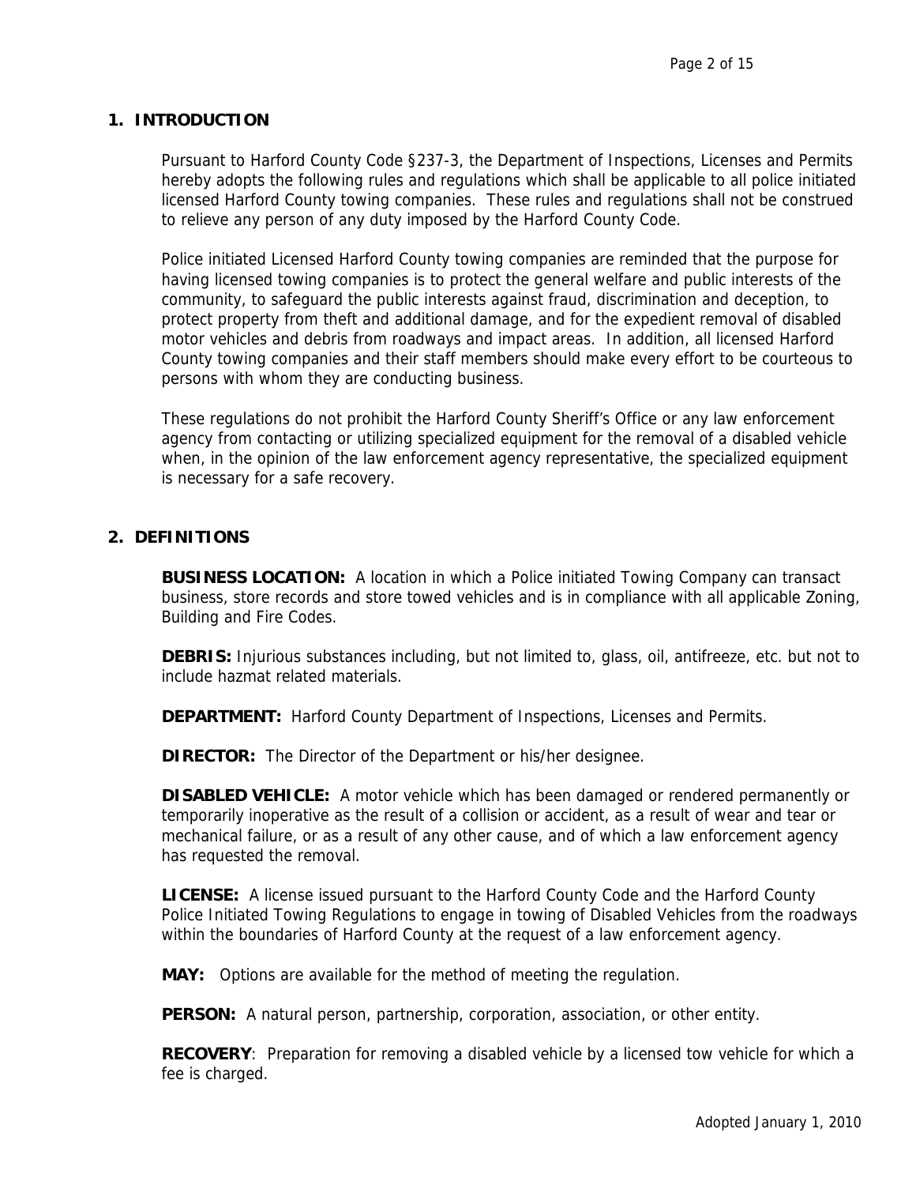## 1. INTRODUCTION

Pursuant to Harford County Code §237-3, the Department of Inspections, Licenses and Permits hereby adopts the following rules and regulations which shall be applicable to all police initiated licensed Harford County towing companies. These rules and regulations shall not be construed to relieve any person of any duty imposed by the Harford County Code.

Police initiated Licensed Harford County towing companies are reminded that the purpose for having licensed towing companies is to protect the general welfare and public interests of the community, to safeguard the public interests against fraud, discrimination and deception, to protect property from theft and additional damage, and for the expedient removal of disabled motor vehicles and debris from roadways and impact areas. In addition, all licensed Harford County towing companies and their staff members should make every effort to be courteous to persons with whom they are conducting business.

These regulations do not prohibit the Harford County Sheriff's Office or any law enforcement agency from contacting or utilizing specialized equipment for the removal of a disabled vehicle when, in the opinion of the law enforcement agency representative, the specialized equipment is necessary for a safe recovery.

## 2. DEFINITIONS

**BUSINESS LOCATION:** A location in which a Police initiated Towing Company can transact business, store records and store towed vehicles and is in compliance with all applicable Zoning, Building and Fire Codes.

**DEBRIS:** Injurious substances including, but not limited to, glass, oil, antifreeze, etc. but not to include hazmat related materials.

**DEPARTMENT:** Harford County Department of Inspections, Licenses and Permits.

**DIRECTOR:** The Director of the Department or his/her designee.

**DISABLED VEHICLE:** A motor vehicle which has been damaged or rendered permanently or temporarily inoperative as the result of a collision or accident, as a result of wear and tear or mechanical failure, or as a result of any other cause, and of which a law enforcement agency has requested the removal.

**LICENSE:** A license issued pursuant to the Harford County Code and the Harford County Police Initiated Towing Regulations to engage in towing of Disabled Vehicles from the roadways within the boundaries of Harford County at the request of a law enforcement agency.

**MAY:** Options are available for the method of meeting the regulation.

**PERSON:** A natural person, partnership, corporation, association, or other entity.

**RECOVERY**: Preparation for removing a disabled vehicle by a licensed tow vehicle for which a fee is charged.

Adopted January 1, 2010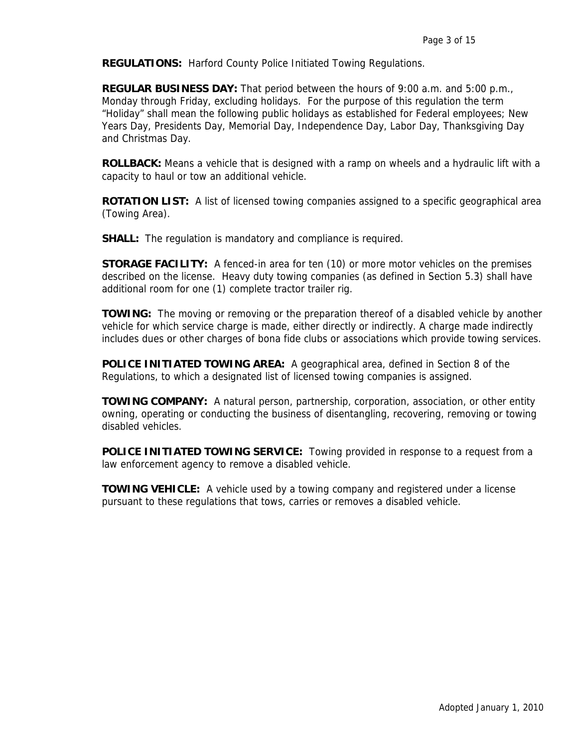**REGULATIONS:** Harford County Police Initiated Towing Regulations.

**REGULAR BUSINESS DAY:** That period between the hours of 9:00 a.m. and 5:00 p.m., Monday through Friday, excluding holidays. For the purpose of this regulation the term "Holiday" shall mean the following public holidays as established for Federal employees; New Years Day, Presidents Day, Memorial Day, Independence Day, Labor Day, Thanksgiving Day and Christmas Day.

**ROLLBACK:** Means a vehicle that is designed with a ramp on wheels and a hydraulic lift with a capacity to haul or tow an additional vehicle.

**ROTATION LIST:** A list of licensed towing companies assigned to a specific geographical area (Towing Area).

**SHALL:** The regulation is mandatory and compliance is required.

**STORAGE FACILITY:** A fenced-in area for ten (10) or more motor vehicles on the premises described on the license. Heavy duty towing companies (as defined in Section 5.3) shall have additional room for one (1) complete tractor trailer rig.

**TOWING:** The moving or removing or the preparation thereof of a disabled vehicle by another vehicle for which service charge is made, either directly or indirectly. A charge made indirectly includes dues or other charges of bona fide clubs or associations which provide towing services.

**POLICE INITIATED TOWING AREA:** A geographical area, defined in Section 8 of the Regulations, to which a designated list of licensed towing companies is assigned.

**TOWING COMPANY:** A natural person, partnership, corporation, association, or other entity owning, operating or conducting the business of disentangling, recovering, removing or towing disabled vehicles.

**POLICE INITIATED TOWING SERVICE:** Towing provided in response to a request from a law enforcement agency to remove a disabled vehicle.

**TOWING VEHICLE:** A vehicle used by a towing company and registered under a license pursuant to these regulations that tows, carries or removes a disabled vehicle.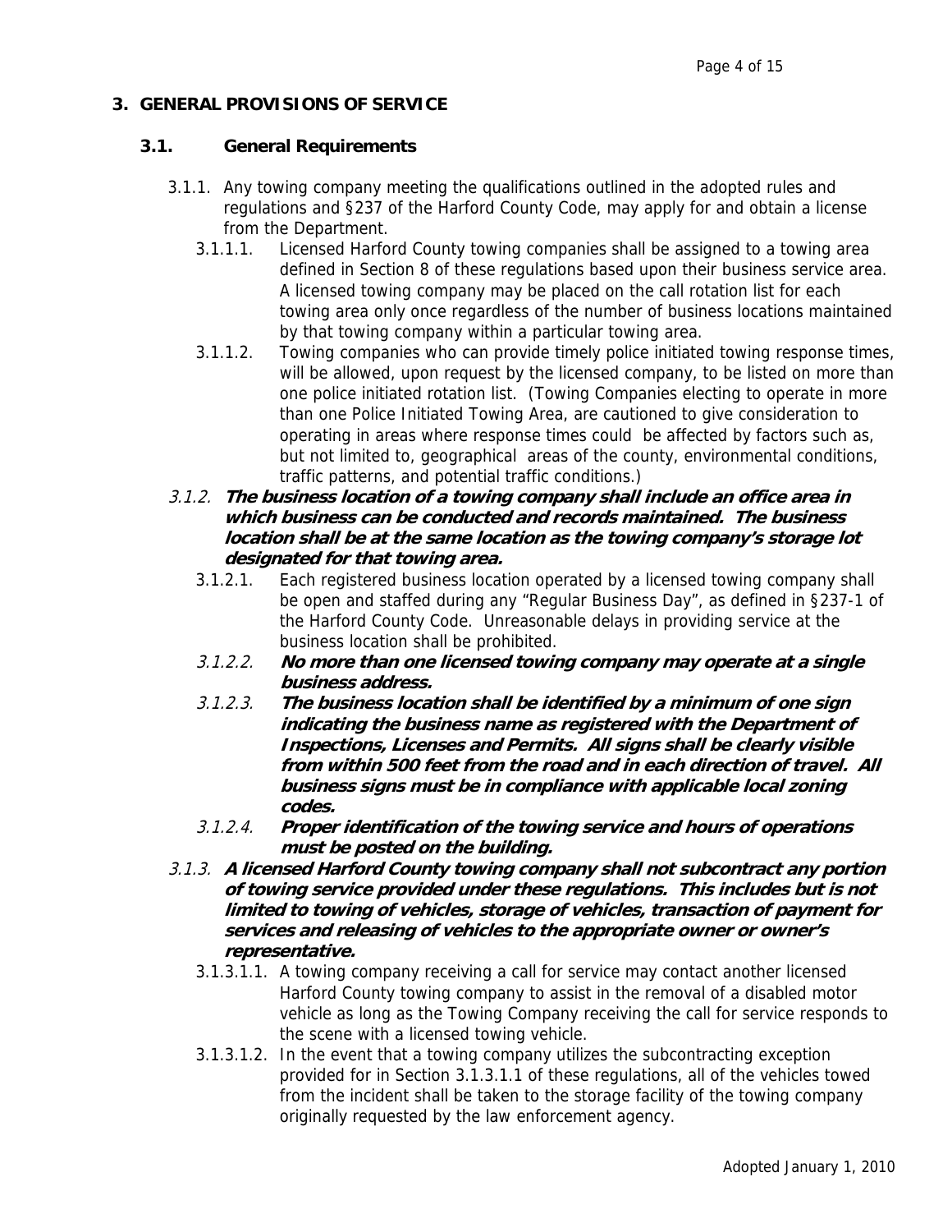## 3. GENERAL PROVISIONS OF SERVICE

### 3.1. General Requirements

- 3.1.1. Any towing company meeting the qualifications outlined in the adopted rules and regulations and §237 of the Harford County Code, may apply for and obtain a license from the Department.
  - 3.1.1.1. Licensed Harford County towing companies shall be assigned to a towing area defined in Section 8 of these regulations based upon their business service area. A licensed towing company may be placed on the call rotation list for each towing area only once regardless of the number of business locations maintained by that towing company within a particular towing area.
  - 3.1.1.2. Towing companies who can provide timely police initiated towing response times, will be allowed, upon request by the licensed company, to be listed on more than one police initiated rotation list. (Towing Companies electing to operate in more than one Police Initiated Towing Area, are cautioned to give consideration to operating in areas where response times could be affected by factors such as, but not limited to, geographical areas of the county, environmental conditions, traffic patterns, and potential traffic conditions.)
- *3.1.2.* ***The business location of a towing company shall include an office area in which business can be conducted and records maintained. The business location shall be at the same location as the towing company's storage lot designated for that towing area.***
  - 3.1.2.1. Each registered business location operated by a licensed towing company shall be open and staffed during any "Regular Business Day", as defined in §237-1 of the Harford County Code. Unreasonable delays in providing service at the business location shall be prohibited.
  - *3.1.2.2.* ***No more than one licensed towing company may operate at a single business address.***
  - *3.1.2.3.* ***The business location shall be identified by a minimum of one sign indicating the business name as registered with the Department of Inspections, Licenses and Permits. All signs shall be clearly visible from within 500 feet from the road and in each direction of travel. All business signs must be in compliance with applicable local zoning codes.***
  - *3.1.2.4.* ***Proper identification of the towing service and hours of operations must be posted on the building.***
- *3.1.3.* ***A licensed Harford County towing company shall not subcontract any portion of towing service provided under these regulations. This includes but is not limited to towing of vehicles, storage of vehicles, transaction of payment for services and releasing of vehicles to the appropriate owner or owner's representative.***
  - 3.1.3.1.1. A towing company receiving a call for service may contact another licensed Harford County towing company to assist in the removal of a disabled motor vehicle as long as the Towing Company receiving the call for service responds to the scene with a licensed towing vehicle.
  - 3.1.3.1.2. In the event that a towing company utilizes the subcontracting exception provided for in Section 3.1.3.1.1 of these regulations, all of the vehicles towed from the incident shall be taken to the storage facility of the towing company originally requested by the law enforcement agency.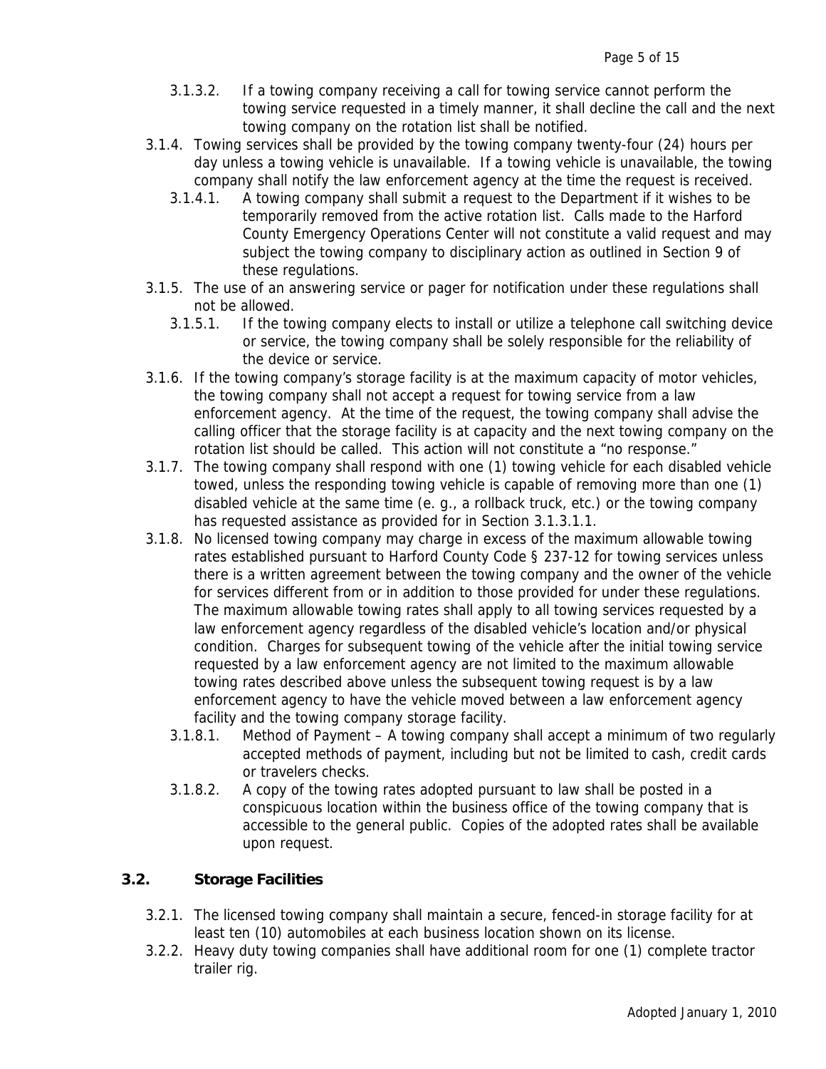3.1.3.2. If a towing company receiving a call for towing service cannot perform the towing service requested in a timely manner, it shall decline the call and the next towing company on the rotation list shall be notified.

3.1.4. Towing services shall be provided by the towing company twenty-four (24) hours per day unless a towing vehicle is unavailable. If a towing vehicle is unavailable, the towing company shall notify the law enforcement agency at the time the request is received.

3.1.4.1. A towing company shall submit a request to the Department if it wishes to be temporarily removed from the active rotation list. Calls made to the Harford County Emergency Operations Center will not constitute a valid request and may subject the towing company to disciplinary action as outlined in Section 9 of these regulations.

3.1.5. The use of an answering service or pager for notification under these regulations shall not be allowed.

3.1.5.1. If the towing company elects to install or utilize a telephone call switching device or service, the towing company shall be solely responsible for the reliability of the device or service.

3.1.6. If the towing company's storage facility is at the maximum capacity of motor vehicles, the towing company shall not accept a request for towing service from a law enforcement agency. At the time of the request, the towing company shall advise the calling officer that the storage facility is at capacity and the next towing company on the rotation list should be called. This action will not constitute a "no response."

3.1.7. The towing company shall respond with one (1) towing vehicle for each disabled vehicle towed, unless the responding towing vehicle is capable of removing more than one (1) disabled vehicle at the same time (e. g., a rollback truck, etc.) or the towing company has requested assistance as provided for in Section 3.1.3.1.1.

3.1.8. No licensed towing company may charge in excess of the maximum allowable towing rates established pursuant to Harford County Code § 237-12 for towing services unless there is a written agreement between the towing company and the owner of the vehicle for services different from or in addition to those provided for under these regulations. The maximum allowable towing rates shall apply to all towing services requested by a law enforcement agency regardless of the disabled vehicle's location and/or physical condition. Charges for subsequent towing of the vehicle after the initial towing service requested by a law enforcement agency are not limited to the maximum allowable towing rates described above unless the subsequent towing request is by a law enforcement agency to have the vehicle moved between a law enforcement agency facility and the towing company storage facility.

3.1.8.1. Method of Payment – A towing company shall accept a minimum of two regularly accepted methods of payment, including but not be limited to cash, credit cards or travelers checks.

3.1.8.2. A copy of the towing rates adopted pursuant to law shall be posted in a conspicuous location within the business office of the towing company that is accessible to the general public. Copies of the adopted rates shall be available upon request.

### 3.2. Storage Facilities

3.2.1. The licensed towing company shall maintain a secure, fenced-in storage facility for at least ten (10) automobiles at each business location shown on its license.

3.2.2. Heavy duty towing companies shall have additional room for one (1) complete tractor trailer rig.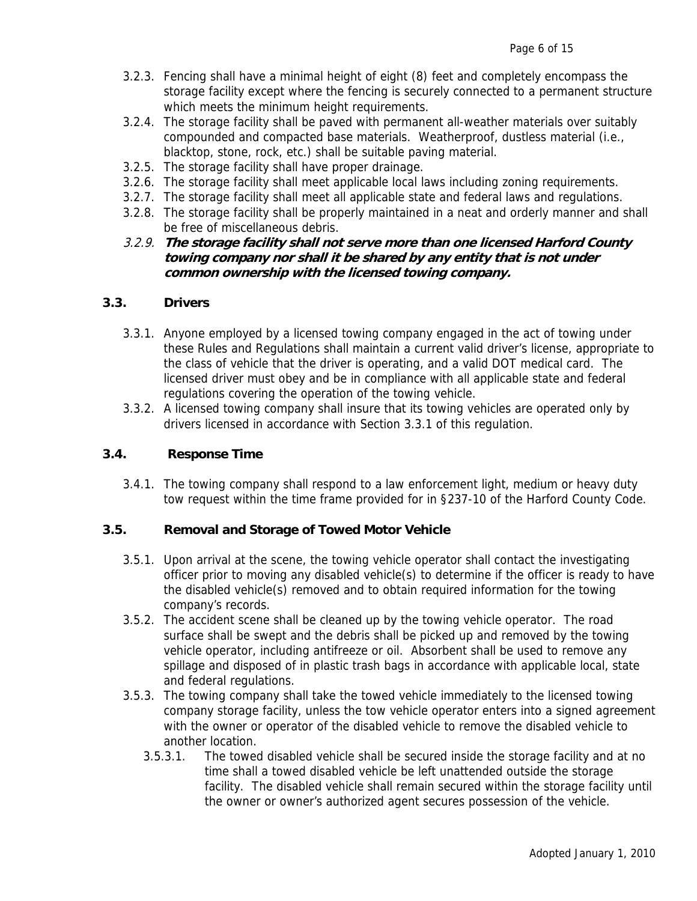3.2.3. Fencing shall have a minimal height of eight (8) feet and completely encompass the storage facility except where the fencing is securely connected to a permanent structure which meets the minimum height requirements.

3.2.4. The storage facility shall be paved with permanent all-weather materials over suitably compounded and compacted base materials. Weatherproof, dustless material (i.e., blacktop, stone, rock, etc.) shall be suitable paving material.

3.2.5. The storage facility shall have proper drainage.

3.2.6. The storage facility shall meet applicable local laws including zoning requirements.

3.2.7. The storage facility shall meet all applicable state and federal laws and regulations.

3.2.8. The storage facility shall be properly maintained in a neat and orderly manner and shall be free of miscellaneous debris.

*3.2.9.* ***The storage facility shall not serve more than one licensed Harford County towing company nor shall it be shared by any entity that is not under common ownership with the licensed towing company.***

### 3.3. Drivers

3.3.1. Anyone employed by a licensed towing company engaged in the act of towing under these Rules and Regulations shall maintain a current valid driver's license, appropriate to the class of vehicle that the driver is operating, and a valid DOT medical card. The licensed driver must obey and be in compliance with all applicable state and federal regulations covering the operation of the towing vehicle.

3.3.2. A licensed towing company shall insure that its towing vehicles are operated only by drivers licensed in accordance with Section 3.3.1 of this regulation.

### 3.4. Response Time

3.4.1. The towing company shall respond to a law enforcement light, medium or heavy duty tow request within the time frame provided for in §237-10 of the Harford County Code.

### 3.5. Removal and Storage of Towed Motor Vehicle

3.5.1. Upon arrival at the scene, the towing vehicle operator shall contact the investigating officer prior to moving any disabled vehicle(s) to determine if the officer is ready to have the disabled vehicle(s) removed and to obtain required information for the towing company's records.

3.5.2. The accident scene shall be cleaned up by the towing vehicle operator. The road surface shall be swept and the debris shall be picked up and removed by the towing vehicle operator, including antifreeze or oil. Absorbent shall be used to remove any spillage and disposed of in plastic trash bags in accordance with applicable local, state and federal regulations.

3.5.3. The towing company shall take the towed vehicle immediately to the licensed towing company storage facility, unless the tow vehicle operator enters into a signed agreement with the owner or operator of the disabled vehicle to remove the disabled vehicle to another location.

3.5.3.1. The towed disabled vehicle shall be secured inside the storage facility and at no time shall a towed disabled vehicle be left unattended outside the storage facility. The disabled vehicle shall remain secured within the storage facility until the owner or owner's authorized agent secures possession of the vehicle.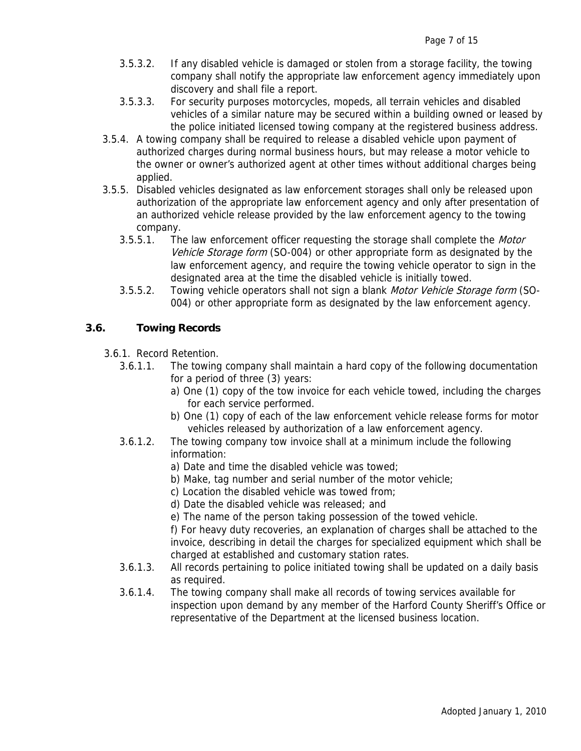3.5.3.2. If any disabled vehicle is damaged or stolen from a storage facility, the towing company shall notify the appropriate law enforcement agency immediately upon discovery and shall file a report.

3.5.3.3. For security purposes motorcycles, mopeds, all terrain vehicles and disabled vehicles of a similar nature may be secured within a building owned or leased by the police initiated licensed towing company at the registered business address.

3.5.4. A towing company shall be required to release a disabled vehicle upon payment of authorized charges during normal business hours, but may release a motor vehicle to the owner or owner's authorized agent at other times without additional charges being applied.

3.5.5. Disabled vehicles designated as law enforcement storages shall only be released upon authorization of the appropriate law enforcement agency and only after presentation of an authorized vehicle release provided by the law enforcement agency to the towing company.

3.5.5.1. The law enforcement officer requesting the storage shall complete the *Motor Vehicle Storage form* (SO-004) or other appropriate form as designated by the law enforcement agency, and require the towing vehicle operator to sign in the designated area at the time the disabled vehicle is initially towed.

3.5.5.2. Towing vehicle operators shall not sign a blank *Motor Vehicle Storage form* (SO-004) or other appropriate form as designated by the law enforcement agency.

## 3.6. Towing Records

3.6.1. Record Retention.

3.6.1.1. The towing company shall maintain a hard copy of the following documentation for a period of three (3) years:

a) One (1) copy of the tow invoice for each vehicle towed, including the charges for each service performed.

b) One (1) copy of each of the law enforcement vehicle release forms for motor vehicles released by authorization of a law enforcement agency.

3.6.1.2. The towing company tow invoice shall at a minimum include the following information:

a) Date and time the disabled vehicle was towed;

b) Make, tag number and serial number of the motor vehicle;

c) Location the disabled vehicle was towed from;

d) Date the disabled vehicle was released; and

e) The name of the person taking possession of the towed vehicle.

f) For heavy duty recoveries, an explanation of charges shall be attached to the invoice, describing in detail the charges for specialized equipment which shall be charged at established and customary station rates.

3.6.1.3. All records pertaining to police initiated towing shall be updated on a daily basis as required.

3.6.1.4. The towing company shall make all records of towing services available for inspection upon demand by any member of the Harford County Sheriff's Office or representative of the Department at the licensed business location.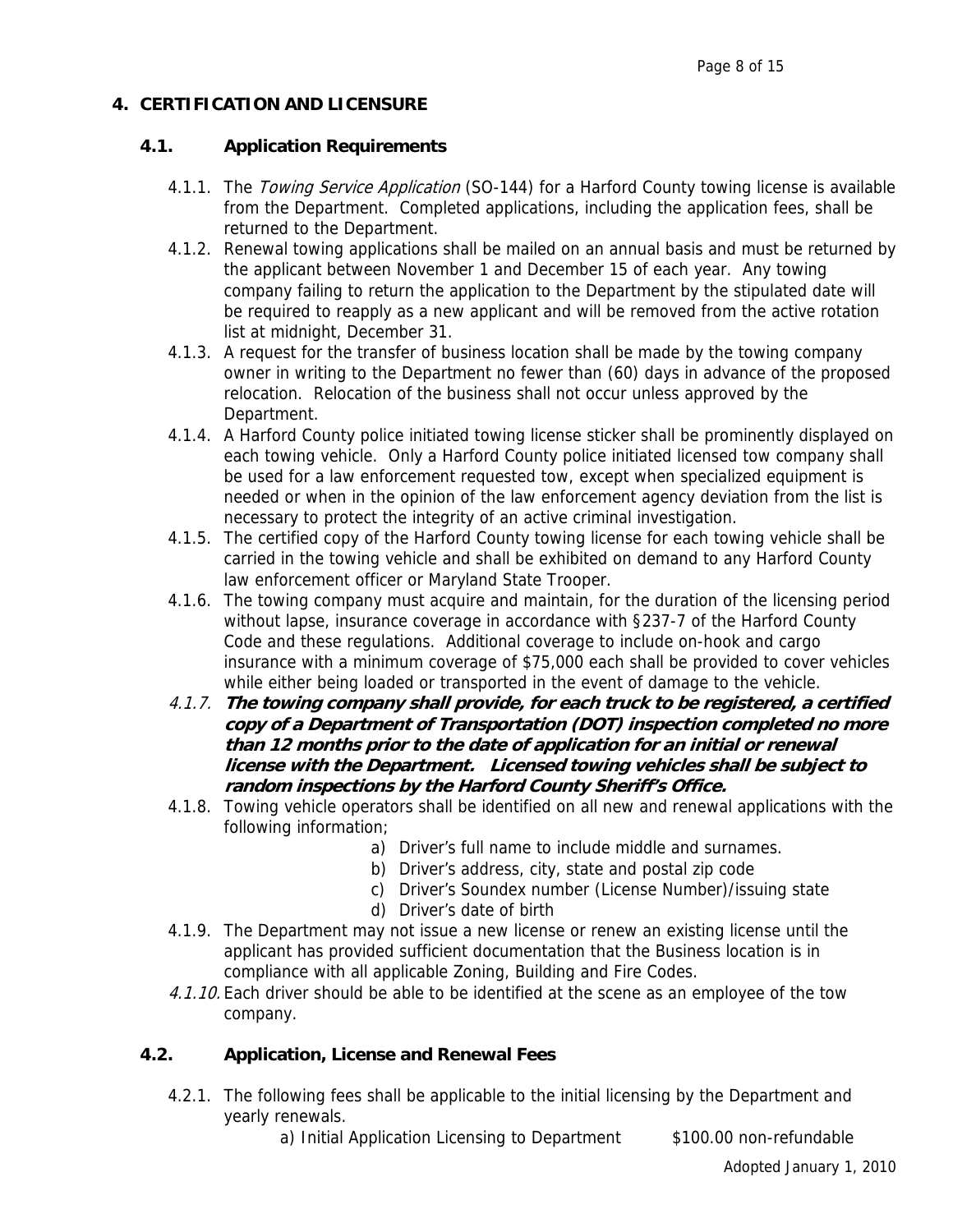## 4. CERTIFICATION AND LICENSURE

### 4.1. Application Requirements

4.1.1. The *Towing Service Application* (SO-144) for a Harford County towing license is available from the Department. Completed applications, including the application fees, shall be returned to the Department.

4.1.2. Renewal towing applications shall be mailed on an annual basis and must be returned by the applicant between November 1 and December 15 of each year. Any towing company failing to return the application to the Department by the stipulated date will be required to reapply as a new applicant and will be removed from the active rotation list at midnight, December 31.

4.1.3. A request for the transfer of business location shall be made by the towing company owner in writing to the Department no fewer than (60) days in advance of the proposed relocation. Relocation of the business shall not occur unless approved by the Department.

4.1.4. A Harford County police initiated towing license sticker shall be prominently displayed on each towing vehicle. Only a Harford County police initiated licensed tow company shall be used for a law enforcement requested tow, except when specialized equipment is needed or when in the opinion of the law enforcement agency deviation from the list is necessary to protect the integrity of an active criminal investigation.

4.1.5. The certified copy of the Harford County towing license for each towing vehicle shall be carried in the towing vehicle and shall be exhibited on demand to any Harford County law enforcement officer or Maryland State Trooper.

4.1.6. The towing company must acquire and maintain, for the duration of the licensing period without lapse, insurance coverage in accordance with §237-7 of the Harford County Code and these regulations. Additional coverage to include on-hook and cargo insurance with a minimum coverage of $75,000 each shall be provided to cover vehicles while either being loaded or transported in the event of damage to the vehicle.

*4.1.7.* ***The towing company shall provide, for each truck to be registered, a certified copy of a Department of Transportation (DOT) inspection completed no more than 12 months prior to the date of application for an initial or renewal license with the Department. Licensed towing vehicles shall be subject to random inspections by the Harford County Sheriff's Office.***

4.1.8. Towing vehicle operators shall be identified on all new and renewal applications with the following information;

a) Driver's full name to include middle and surnames.
b) Driver's address, city, state and postal zip code
c) Driver's Soundex number (License Number)/issuing state
d) Driver's date of birth

4.1.9. The Department may not issue a new license or renew an existing license until the applicant has provided sufficient documentation that the Business location is in compliance with all applicable Zoning, Building and Fire Codes.

*4.1.10.* Each driver should be able to be identified at the scene as an employee of the tow company.

### 4.2. Application, License and Renewal Fees

4.2.1. The following fees shall be applicable to the initial licensing by the Department and yearly renewals.

a) Initial Application Licensing to Department $100.00 non-refundable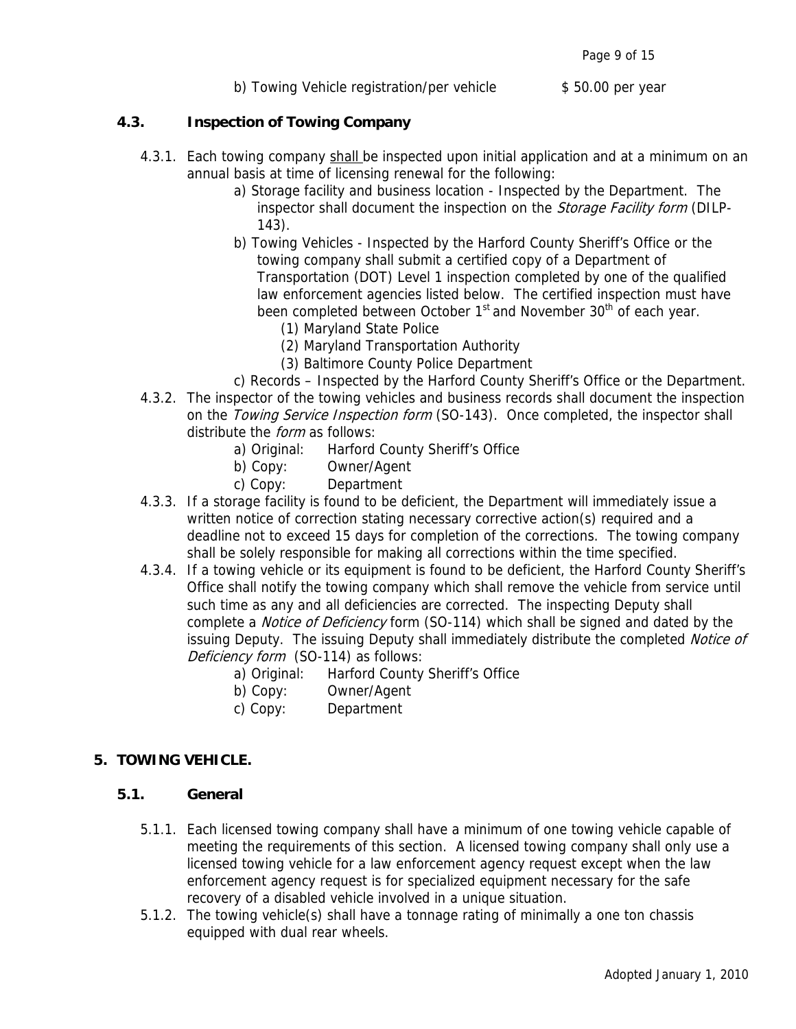b) Towing Vehicle registration/per vehicle $ 50.00 per year

### 4.3. Inspection of Towing Company

4.3.1. Each towing company shall be inspected upon initial application and at a minimum on an annual basis at time of licensing renewal for the following:

a) Storage facility and business location - Inspected by the Department. The inspector shall document the inspection on the *Storage Facility form* (DILP-143).

b) Towing Vehicles - Inspected by the Harford County Sheriff's Office or the towing company shall submit a certified copy of a Department of Transportation (DOT) Level 1 inspection completed by one of the qualified law enforcement agencies listed below. The certified inspection must have been completed between October 1st and November 30th of each year.

(1) Maryland State Police
(2) Maryland Transportation Authority
(3) Baltimore County Police Department

c) Records – Inspected by the Harford County Sheriff's Office or the Department.

4.3.2. The inspector of the towing vehicles and business records shall document the inspection on the *Towing Service Inspection form* (SO-143). Once completed, the inspector shall distribute the *form* as follows:

a) Original: Harford County Sheriff's Office
b) Copy: Owner/Agent
c) Copy: Department

4.3.3. If a storage facility is found to be deficient, the Department will immediately issue a written notice of correction stating necessary corrective action(s) required and a deadline not to exceed 15 days for completion of the corrections. The towing company shall be solely responsible for making all corrections within the time specified.

4.3.4. If a towing vehicle or its equipment is found to be deficient, the Harford County Sheriff's Office shall notify the towing company which shall remove the vehicle from service until such time as any and all deficiencies are corrected. The inspecting Deputy shall complete a *Notice of Deficiency* form (SO-114) which shall be signed and dated by the issuing Deputy. The issuing Deputy shall immediately distribute the completed *Notice of Deficiency form* (SO-114) as follows:

a) Original: Harford County Sheriff's Office
b) Copy: Owner/Agent
c) Copy: Department

## 5. TOWING VEHICLE.

### 5.1. General

5.1.1. Each licensed towing company shall have a minimum of one towing vehicle capable of meeting the requirements of this section. A licensed towing company shall only use a licensed towing vehicle for a law enforcement agency request except when the law enforcement agency request is for specialized equipment necessary for the safe recovery of a disabled vehicle involved in a unique situation.

5.1.2. The towing vehicle(s) shall have a tonnage rating of minimally a one ton chassis equipped with dual rear wheels.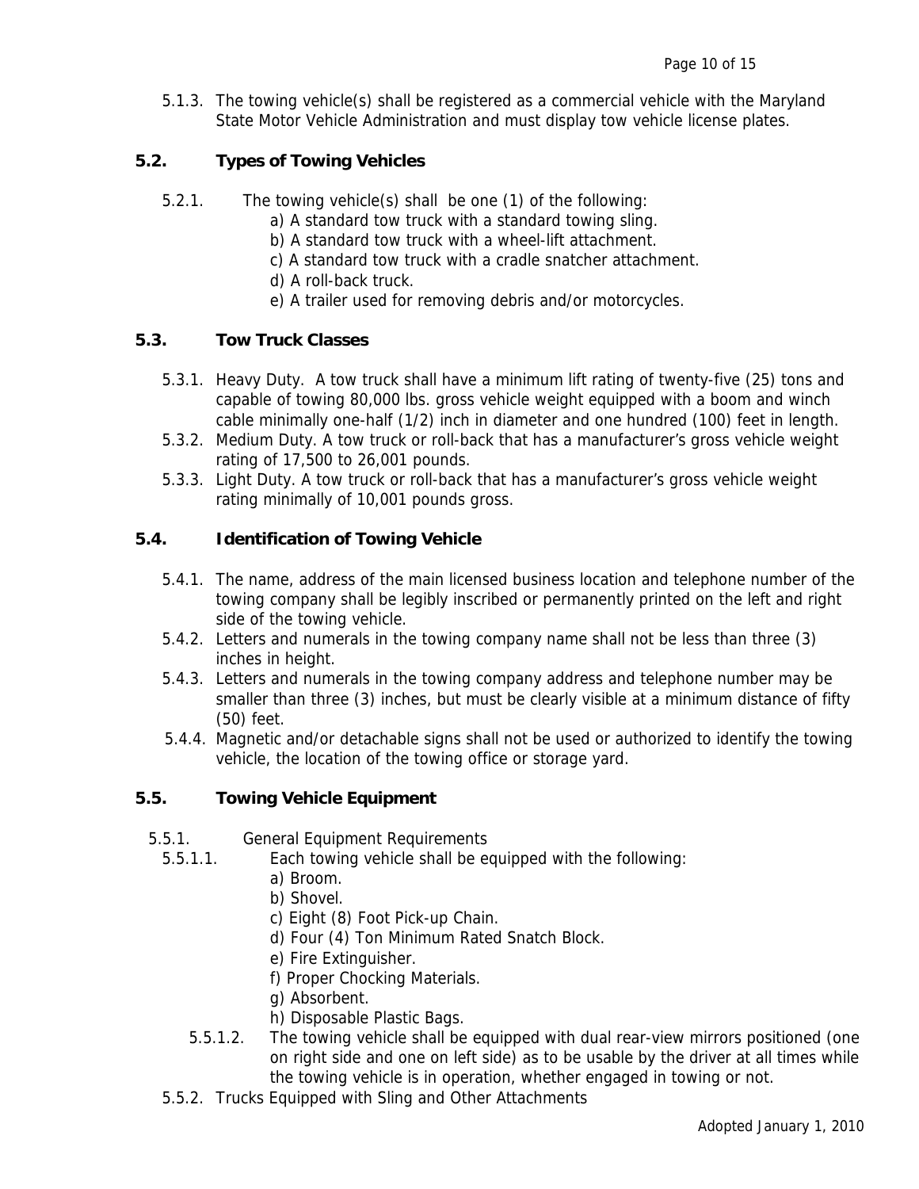5.1.3. The towing vehicle(s) shall be registered as a commercial vehicle with the Maryland State Motor Vehicle Administration and must display tow vehicle license plates.

## 5.2. Types of Towing Vehicles

5.2.1. The towing vehicle(s) shall be one (1) of the following:

a) A standard tow truck with a standard towing sling.
b) A standard tow truck with a wheel-lift attachment.
c) A standard tow truck with a cradle snatcher attachment.
d) A roll-back truck.
e) A trailer used for removing debris and/or motorcycles.

## 5.3. Tow Truck Classes

5.3.1. Heavy Duty. A tow truck shall have a minimum lift rating of twenty-five (25) tons and capable of towing 80,000 lbs. gross vehicle weight equipped with a boom and winch cable minimally one-half (1/2) inch in diameter and one hundred (100) feet in length.

5.3.2. Medium Duty. A tow truck or roll-back that has a manufacturer's gross vehicle weight rating of 17,500 to 26,001 pounds.

5.3.3. Light Duty. A tow truck or roll-back that has a manufacturer's gross vehicle weight rating minimally of 10,001 pounds gross.

## 5.4. Identification of Towing Vehicle

5.4.1. The name, address of the main licensed business location and telephone number of the towing company shall be legibly inscribed or permanently printed on the left and right side of the towing vehicle.

5.4.2. Letters and numerals in the towing company name shall not be less than three (3) inches in height.

5.4.3. Letters and numerals in the towing company address and telephone number may be smaller than three (3) inches, but must be clearly visible at a minimum distance of fifty (50) feet.

5.4.4. Magnetic and/or detachable signs shall not be used or authorized to identify the towing vehicle, the location of the towing office or storage yard.

## 5.5. Towing Vehicle Equipment

5.5.1. General Equipment Requirements

5.5.1.1. Each towing vehicle shall be equipped with the following:

a) Broom.
b) Shovel.
c) Eight (8) Foot Pick-up Chain.
d) Four (4) Ton Minimum Rated Snatch Block.
e) Fire Extinguisher.
f) Proper Chocking Materials.
g) Absorbent.
h) Disposable Plastic Bags.

5.5.1.2. The towing vehicle shall be equipped with dual rear-view mirrors positioned (one on right side and one on left side) as to be usable by the driver at all times while the towing vehicle is in operation, whether engaged in towing or not.

5.5.2. Trucks Equipped with Sling and Other Attachments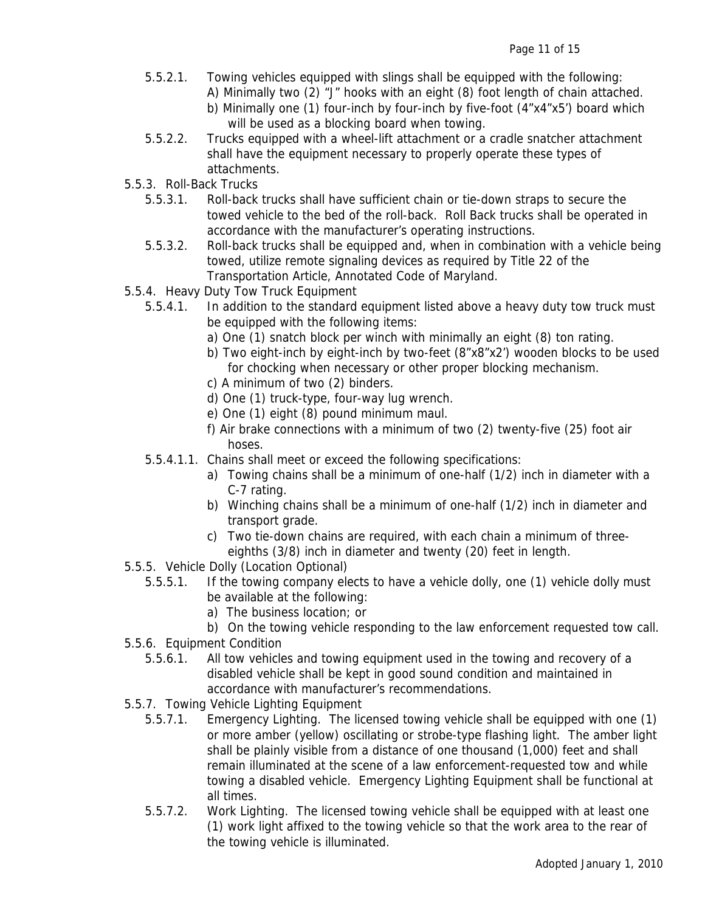5.5.2.1. Towing vehicles equipped with slings shall be equipped with the following:
   A) Minimally two (2) "J" hooks with an eight (8) foot length of chain attached.
   b) Minimally one (1) four-inch by four-inch by five-foot (4"x4"x5') board which will be used as a blocking board when towing.

5.5.2.2. Trucks equipped with a wheel-lift attachment or a cradle snatcher attachment shall have the equipment necessary to properly operate these types of attachments.

5.5.3. Roll-Back Trucks

5.5.3.1. Roll-back trucks shall have sufficient chain or tie-down straps to secure the towed vehicle to the bed of the roll-back. Roll Back trucks shall be operated in accordance with the manufacturer's operating instructions.

5.5.3.2. Roll-back trucks shall be equipped and, when in combination with a vehicle being towed, utilize remote signaling devices as required by Title 22 of the Transportation Article, Annotated Code of Maryland.

5.5.4. Heavy Duty Tow Truck Equipment

5.5.4.1. In addition to the standard equipment listed above a heavy duty tow truck must be equipped with the following items:
   a) One (1) snatch block per winch with minimally an eight (8) ton rating.
   b) Two eight-inch by eight-inch by two-feet (8"x8"x2') wooden blocks to be used for chocking when necessary or other proper blocking mechanism.
   c) A minimum of two (2) binders.
   d) One (1) truck-type, four-way lug wrench.
   e) One (1) eight (8) pound minimum maul.
   f) Air brake connections with a minimum of two (2) twenty-five (25) foot air hoses.

5.5.4.1.1. Chains shall meet or exceed the following specifications:
   a) Towing chains shall be a minimum of one-half (1/2) inch in diameter with a C-7 rating.
   b) Winching chains shall be a minimum of one-half (1/2) inch in diameter and transport grade.
   c) Two tie-down chains are required, with each chain a minimum of three-eighths (3/8) inch in diameter and twenty (20) feet in length.

5.5.5. Vehicle Dolly (Location Optional)

5.5.5.1. If the towing company elects to have a vehicle dolly, one (1) vehicle dolly must be available at the following:
   a) The business location; or
   b) On the towing vehicle responding to the law enforcement requested tow call.

5.5.6. Equipment Condition

5.5.6.1. All tow vehicles and towing equipment used in the towing and recovery of a disabled vehicle shall be kept in good sound condition and maintained in accordance with manufacturer's recommendations.

5.5.7. Towing Vehicle Lighting Equipment

5.5.7.1. Emergency Lighting. The licensed towing vehicle shall be equipped with one (1) or more amber (yellow) oscillating or strobe-type flashing light. The amber light shall be plainly visible from a distance of one thousand (1,000) feet and shall remain illuminated at the scene of a law enforcement-requested tow and while towing a disabled vehicle. Emergency Lighting Equipment shall be functional at all times.

5.5.7.2. Work Lighting. The licensed towing vehicle shall be equipped with at least one (1) work light affixed to the towing vehicle so that the work area to the rear of the towing vehicle is illuminated.

Adopted January 1, 2010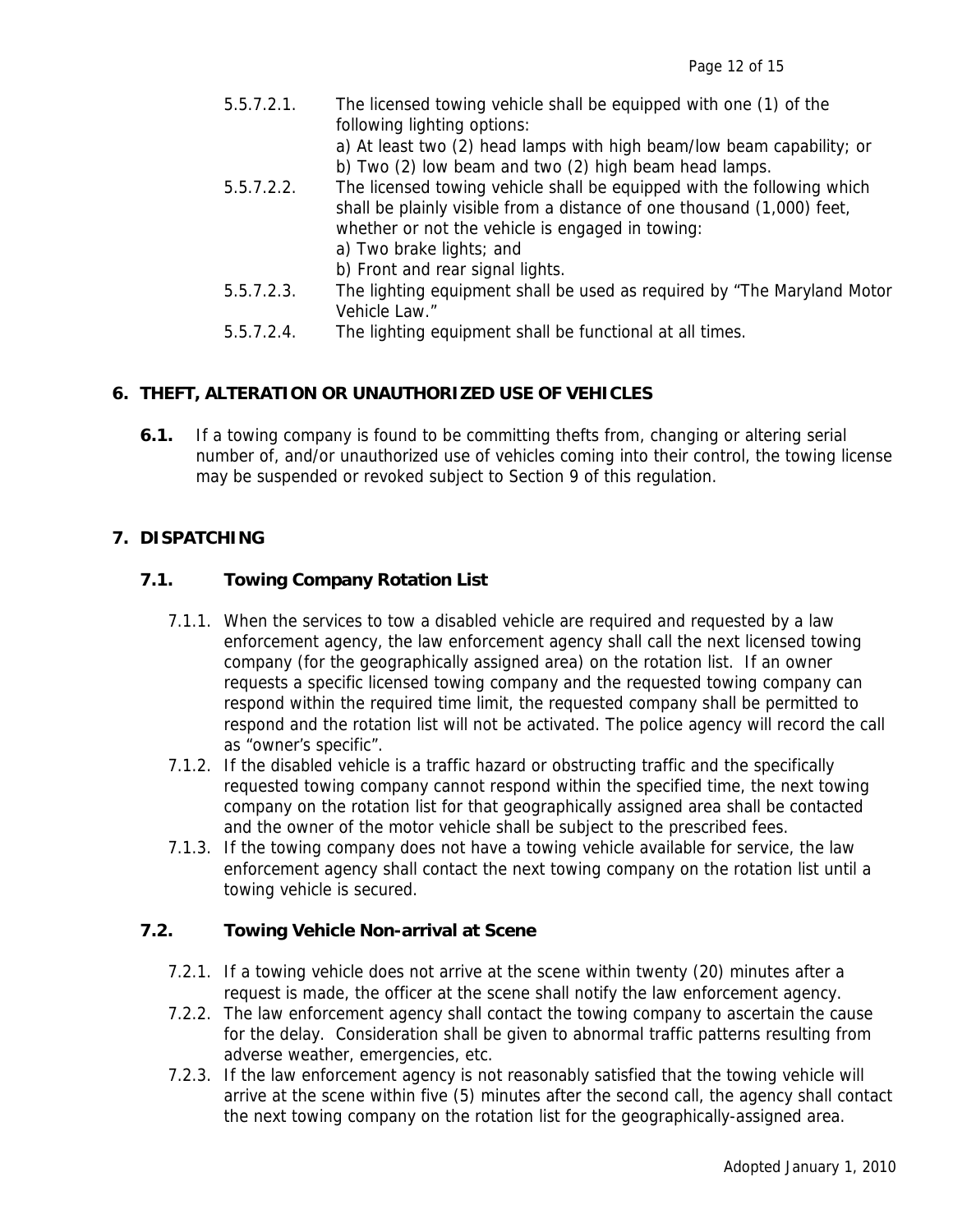5.5.7.2.1. The licensed towing vehicle shall be equipped with one (1) of the following lighting options:
a) At least two (2) head lamps with high beam/low beam capability; or
b) Two (2) low beam and two (2) high beam head lamps.

5.5.7.2.2. The licensed towing vehicle shall be equipped with the following which shall be plainly visible from a distance of one thousand (1,000) feet, whether or not the vehicle is engaged in towing:
a) Two brake lights; and
b) Front and rear signal lights.

5.5.7.2.3. The lighting equipment shall be used as required by "The Maryland Motor Vehicle Law."

5.5.7.2.4. The lighting equipment shall be functional at all times.

## 6. THEFT, ALTERATION OR UNAUTHORIZED USE OF VEHICLES

**6.1.** If a towing company is found to be committing thefts from, changing or altering serial number of, and/or unauthorized use of vehicles coming into their control, the towing license may be suspended or revoked subject to Section 9 of this regulation.

## 7. DISPATCHING

### 7.1. Towing Company Rotation List

7.1.1. When the services to tow a disabled vehicle are required and requested by a law enforcement agency, the law enforcement agency shall call the next licensed towing company (for the geographically assigned area) on the rotation list. If an owner requests a specific licensed towing company and the requested towing company can respond within the required time limit, the requested company shall be permitted to respond and the rotation list will not be activated. The police agency will record the call as "owner's specific".

7.1.2. If the disabled vehicle is a traffic hazard or obstructing traffic and the specifically requested towing company cannot respond within the specified time, the next towing company on the rotation list for that geographically assigned area shall be contacted and the owner of the motor vehicle shall be subject to the prescribed fees.

7.1.3. If the towing company does not have a towing vehicle available for service, the law enforcement agency shall contact the next towing company on the rotation list until a towing vehicle is secured.

### 7.2. Towing Vehicle Non-arrival at Scene

7.2.1. If a towing vehicle does not arrive at the scene within twenty (20) minutes after a request is made, the officer at the scene shall notify the law enforcement agency.

7.2.2. The law enforcement agency shall contact the towing company to ascertain the cause for the delay. Consideration shall be given to abnormal traffic patterns resulting from adverse weather, emergencies, etc.

7.2.3. If the law enforcement agency is not reasonably satisfied that the towing vehicle will arrive at the scene within five (5) minutes after the second call, the agency shall contact the next towing company on the rotation list for the geographically-assigned area.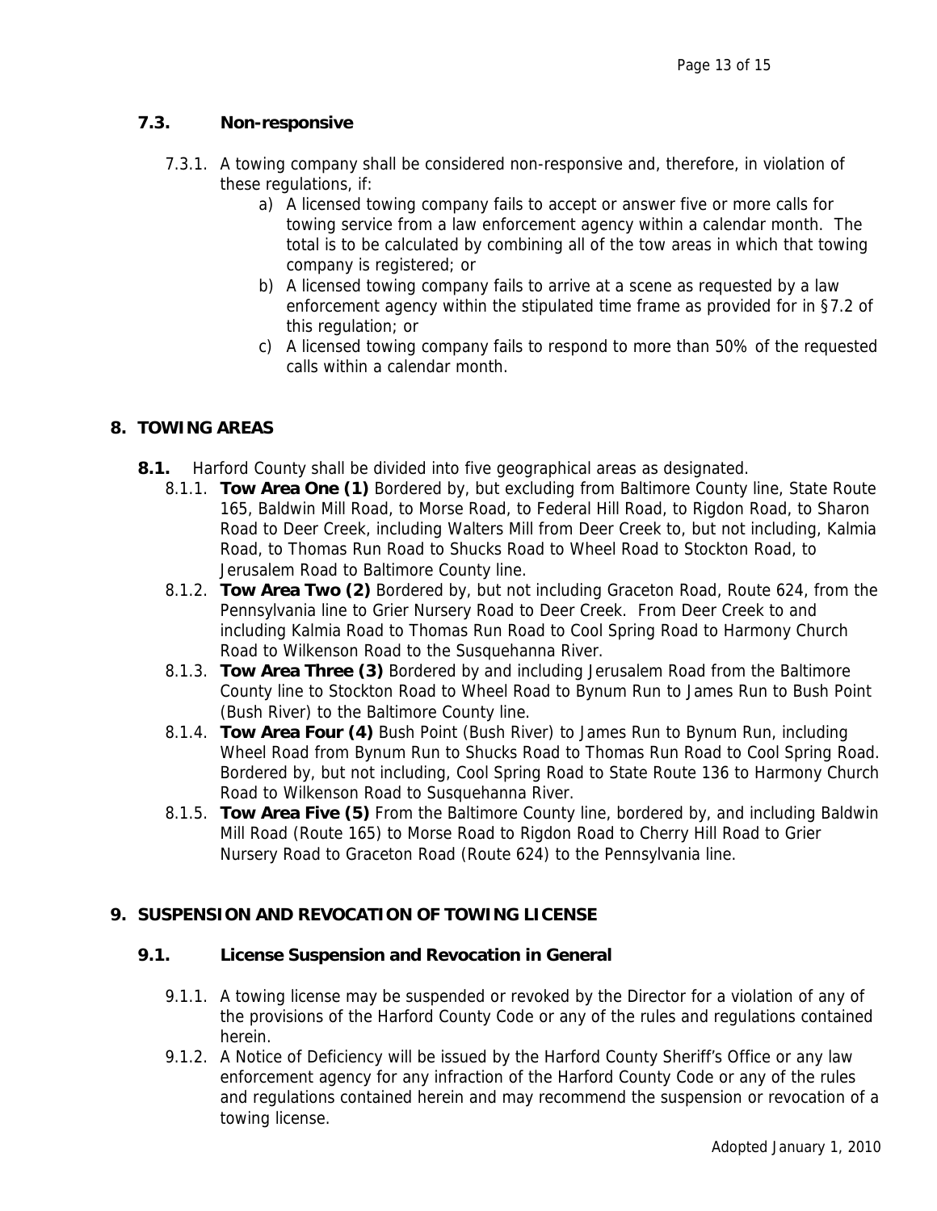### 7.3. Non-responsive

7.3.1. A towing company shall be considered non-responsive and, therefore, in violation of these regulations, if:

a) A licensed towing company fails to accept or answer five or more calls for towing service from a law enforcement agency within a calendar month. The total is to be calculated by combining all of the tow areas in which that towing company is registered; or

b) A licensed towing company fails to arrive at a scene as requested by a law enforcement agency within the stipulated time frame as provided for in §7.2 of this regulation; or

c) A licensed towing company fails to respond to more than 50% of the requested calls within a calendar month.

## 8. TOWING AREAS

**8.1.** Harford County shall be divided into five geographical areas as designated.

8.1.1. **Tow Area One (1)** Bordered by, but excluding from Baltimore County line, State Route 165, Baldwin Mill Road, to Morse Road, to Federal Hill Road, to Rigdon Road, to Sharon Road to Deer Creek, including Walters Mill from Deer Creek to, but not including, Kalmia Road, to Thomas Run Road to Shucks Road to Wheel Road to Stockton Road, to Jerusalem Road to Baltimore County line.

8.1.2. **Tow Area Two (2)** Bordered by, but not including Graceton Road, Route 624, from the Pennsylvania line to Grier Nursery Road to Deer Creek. From Deer Creek to and including Kalmia Road to Thomas Run Road to Cool Spring Road to Harmony Church Road to Wilkenson Road to the Susquehanna River.

8.1.3. **Tow Area Three (3)** Bordered by and including Jerusalem Road from the Baltimore County line to Stockton Road to Wheel Road to Bynum Run to James Run to Bush Point (Bush River) to the Baltimore County line.

8.1.4. **Tow Area Four (4)** Bush Point (Bush River) to James Run to Bynum Run, including Wheel Road from Bynum Run to Shucks Road to Thomas Run Road to Cool Spring Road. Bordered by, but not including, Cool Spring Road to State Route 136 to Harmony Church Road to Wilkenson Road to Susquehanna River.

8.1.5. **Tow Area Five (5)** From the Baltimore County line, bordered by, and including Baldwin Mill Road (Route 165) to Morse Road to Rigdon Road to Cherry Hill Road to Grier Nursery Road to Graceton Road (Route 624) to the Pennsylvania line.

## 9. SUSPENSION AND REVOCATION OF TOWING LICENSE

### 9.1. License Suspension and Revocation in General

9.1.1. A towing license may be suspended or revoked by the Director for a violation of any of the provisions of the Harford County Code or any of the rules and regulations contained herein.

9.1.2. A Notice of Deficiency will be issued by the Harford County Sheriff's Office or any law enforcement agency for any infraction of the Harford County Code or any of the rules and regulations contained herein and may recommend the suspension or revocation of a towing license.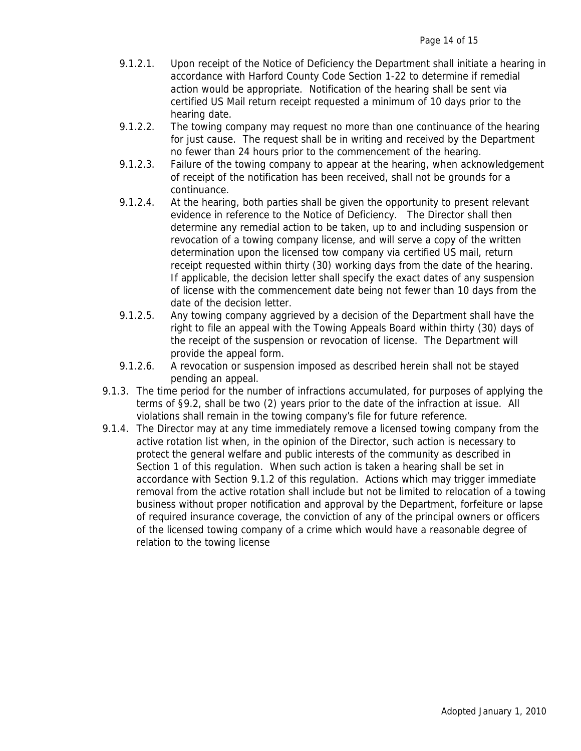- 9.1.2.1. Upon receipt of the Notice of Deficiency the Department shall initiate a hearing in accordance with Harford County Code Section 1-22 to determine if remedial action would be appropriate. Notification of the hearing shall be sent via certified US Mail return receipt requested a minimum of 10 days prior to the hearing date.
- 9.1.2.2. The towing company may request no more than one continuance of the hearing for just cause. The request shall be in writing and received by the Department no fewer than 24 hours prior to the commencement of the hearing.
- 9.1.2.3. Failure of the towing company to appear at the hearing, when acknowledgement of receipt of the notification has been received, shall not be grounds for a continuance.
- 9.1.2.4. At the hearing, both parties shall be given the opportunity to present relevant evidence in reference to the Notice of Deficiency. The Director shall then determine any remedial action to be taken, up to and including suspension or revocation of a towing company license, and will serve a copy of the written determination upon the licensed tow company via certified US mail, return receipt requested within thirty (30) working days from the date of the hearing. If applicable, the decision letter shall specify the exact dates of any suspension of license with the commencement date being not fewer than 10 days from the date of the decision letter.
- 9.1.2.5. Any towing company aggrieved by a decision of the Department shall have the right to file an appeal with the Towing Appeals Board within thirty (30) days of the receipt of the suspension or revocation of license. The Department will provide the appeal form.
- 9.1.2.6. A revocation or suspension imposed as described herein shall not be stayed pending an appeal.

9.1.3. The time period for the number of infractions accumulated, for purposes of applying the terms of §9.2, shall be two (2) years prior to the date of the infraction at issue. All violations shall remain in the towing company's file for future reference.

9.1.4. The Director may at any time immediately remove a licensed towing company from the active rotation list when, in the opinion of the Director, such action is necessary to protect the general welfare and public interests of the community as described in Section 1 of this regulation. When such action is taken a hearing shall be set in accordance with Section 9.1.2 of this regulation. Actions which may trigger immediate removal from the active rotation shall include but not be limited to relocation of a towing business without proper notification and approval by the Department, forfeiture or lapse of required insurance coverage, the conviction of any of the principal owners or officers of the licensed towing company of a crime which would have a reasonable degree of relation to the towing license

Adopted January 1, 2010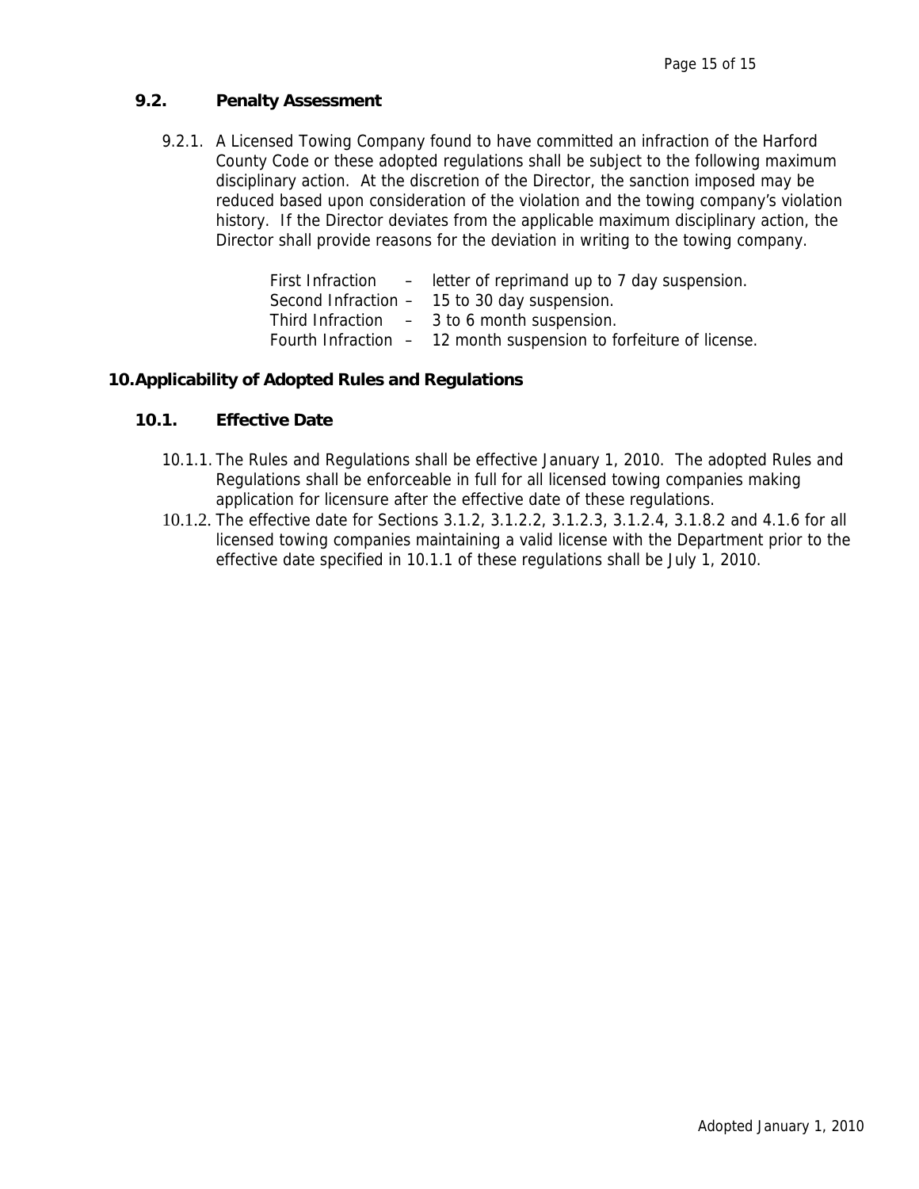### 9.2. Penalty Assessment

9.2.1. A Licensed Towing Company found to have committed an infraction of the Harford County Code or these adopted regulations shall be subject to the following maximum disciplinary action. At the discretion of the Director, the sanction imposed may be reduced based upon consideration of the violation and the towing company's violation history. If the Director deviates from the applicable maximum disciplinary action, the Director shall provide reasons for the deviation in writing to the towing company.

| | | |
|---|---|---|
| First Infraction | – | letter of reprimand up to 7 day suspension. |
| Second Infraction | – | 15 to 30 day suspension. |
| Third Infraction | – | 3 to 6 month suspension. |
| Fourth Infraction | – | 12 month suspension to forfeiture of license. |

## 10. Applicability of Adopted Rules and Regulations

### 10.1. Effective Date

10.1.1. The Rules and Regulations shall be effective January 1, 2010. The adopted Rules and Regulations shall be enforceable in full for all licensed towing companies making application for licensure after the effective date of these regulations.

10.1.2. The effective date for Sections 3.1.2, 3.1.2.2, 3.1.2.3, 3.1.2.4, 3.1.8.2 and 4.1.6 for all licensed towing companies maintaining a valid license with the Department prior to the effective date specified in 10.1.1 of these regulations shall be July 1, 2010.

Adopted January 1, 2010